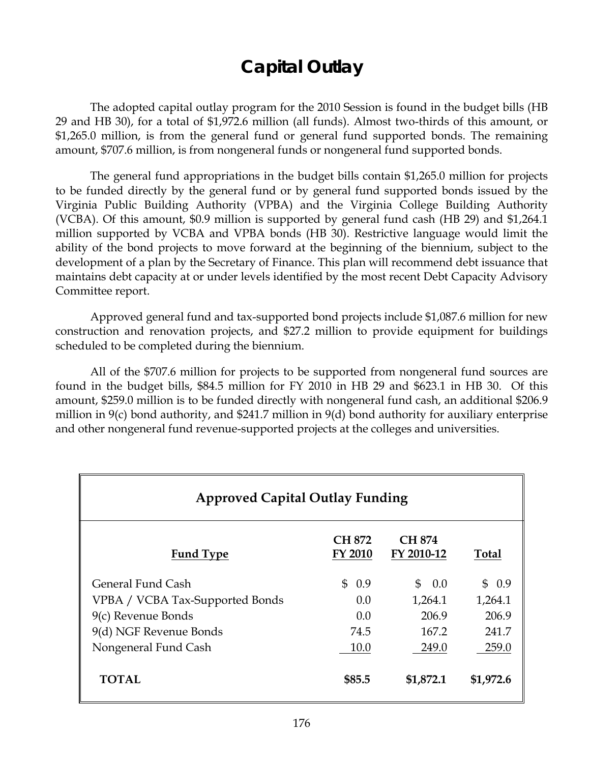# Capital Outlay

The adopted capital outlay program for the 2010 Session is found in the budget bills (HB 29 and HB 30), for a total of $1,972.6 million (all funds). Almost two-thirds of this amount, or $1,265.0 million, is from the general fund or general fund supported bonds. The remaining amount, $707.6 million, is from nongeneral funds or nongeneral fund supported bonds.

The general fund appropriations in the budget bills contain $1,265.0 million for projects to be funded directly by the general fund or by general fund supported bonds issued by the Virginia Public Building Authority (VPBA) and the Virginia College Building Authority (VCBA). Of this amount, $0.9 million is supported by general fund cash (HB 29) and $1,264.1 million supported by VCBA and VPBA bonds (HB 30). Restrictive language would limit the ability of the bond projects to move forward at the beginning of the biennium, subject to the development of a plan by the Secretary of Finance. This plan will recommend debt issuance that maintains debt capacity at or under levels identified by the most recent Debt Capacity Advisory Committee report.

Approved general fund and tax-supported bond projects include $1,087.6 million for new construction and renovation projects, and $27.2 million to provide equipment for buildings scheduled to be completed during the biennium.

All of the $707.6 million for projects to be supported from nongeneral fund sources are found in the budget bills, $84.5 million for FY 2010 in HB 29 and $623.1 in HB 30. Of this amount, $259.0 million is to be funded directly with nongeneral fund cash, an additional $206.9 million in 9(c) bond authority, and $241.7 million in 9(d) bond authority for auxiliary enterprise and other nongeneral fund revenue-supported projects at the colleges and universities.

**Approved Capital Outlay Funding**

| Fund Type | CH 872 FY 2010 | CH 874 FY 2010-12 | Total |
|---|---|---|---|
| General Fund Cash | $ 0.9 | $ 0.0 | $ 0.9 |
| VPBA / VCBA Tax-Supported Bonds | 0.0 | 1,264.1 | 1,264.1 |
| 9(c) Revenue Bonds | 0.0 | 206.9 | 206.9 |
| 9(d) NGF Revenue Bonds | 74.5 | 167.2 | 241.7 |
| Nongeneral Fund Cash | 10.0 | 249.0 | 259.0 |
| **TOTAL** | **$85.5** | **$1,872.1** | **$1,972.6** |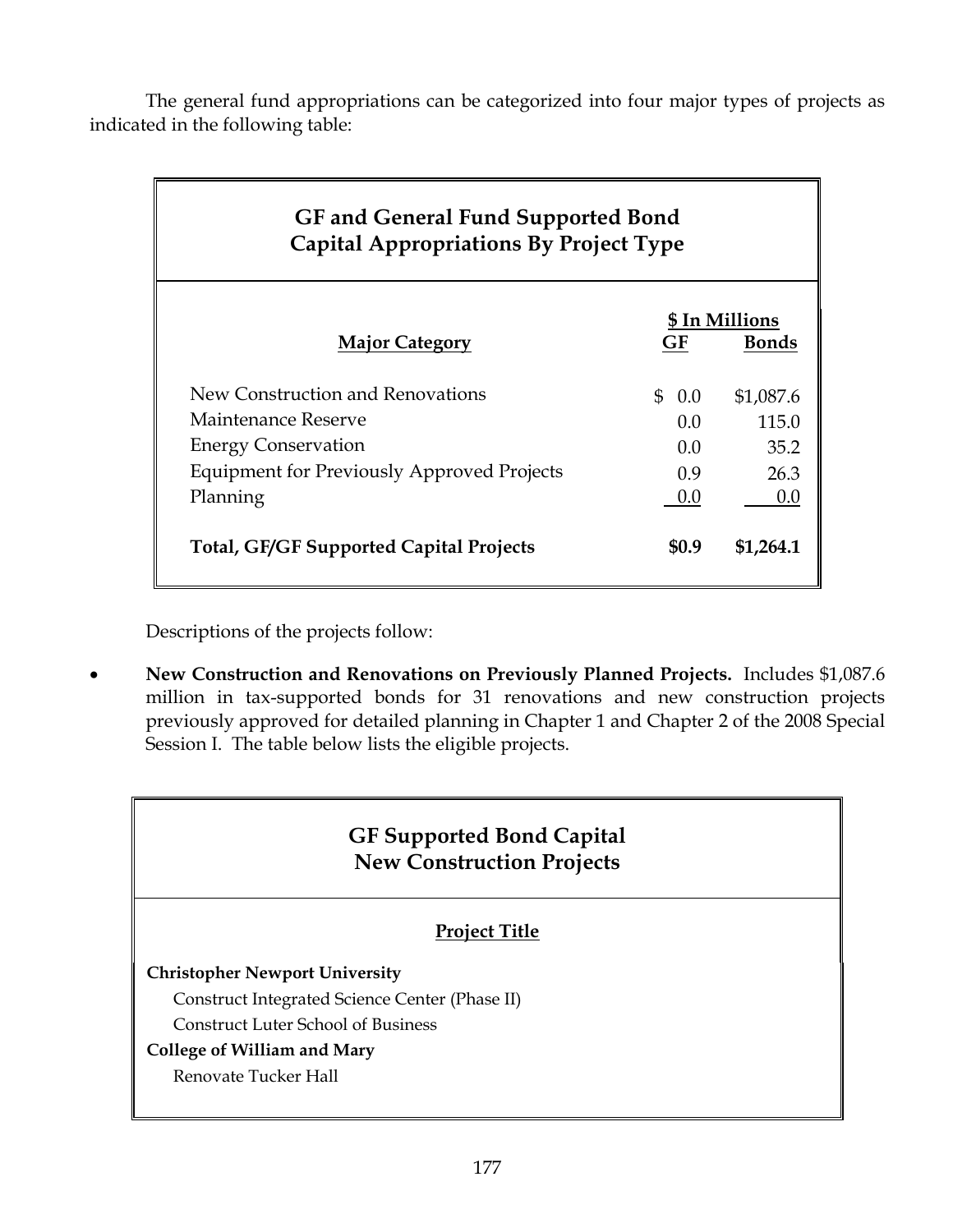The general fund appropriations can be categorized into four major types of projects as indicated in the following table:

**GF and General Fund Supported Bond Capital Appropriations By Project Type**

| Major Category | $ In Millions GF | Bonds |
|---|---|---|
| New Construction and Renovations | $ 0.0 | $1,087.6 |
| Maintenance Reserve | 0.0 | 115.0 |
| Energy Conservation | 0.0 | 35.2 |
| Equipment for Previously Approved Projects | 0.9 | 26.3 |
| Planning | 0.0 | 0.0 |
| **Total, GF/GF Supported Capital Projects** | **$0.9** | **$1,264.1** |

Descriptions of the projects follow:

- **New Construction and Renovations on Previously Planned Projects.** Includes $1,087.6 million in tax-supported bonds for 31 renovations and new construction projects previously approved for detailed planning in Chapter 1 and Chapter 2 of the 2008 Special Session I. The table below lists the eligible projects.

**GF Supported Bond Capital New Construction Projects**

| Project Title |
|---|
| **Christopher Newport University** |
| Construct Integrated Science Center (Phase II) |
| Construct Luter School of Business |
| **College of William and Mary** |
| Renovate Tucker Hall |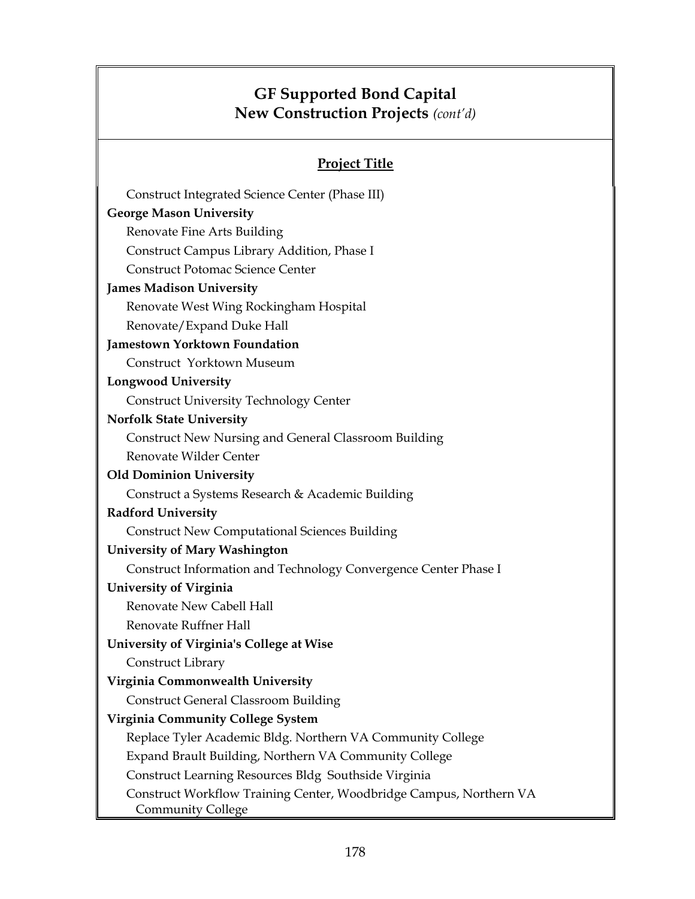## GF Supported Bond Capital
## New Construction Projects *(cont'd)*

**Project Title**

- Construct Integrated Science Center (Phase III)

**George Mason University**

- Renovate Fine Arts Building
- Construct Campus Library Addition, Phase I
- Construct Potomac Science Center

**James Madison University**

- Renovate West Wing Rockingham Hospital
- Renovate/Expand Duke Hall

**Jamestown Yorktown Foundation**

- Construct  Yorktown Museum

**Longwood University**

- Construct University Technology Center

**Norfolk State University**

- Construct New Nursing and General Classroom Building
- Renovate Wilder Center

**Old Dominion University**

- Construct a Systems Research & Academic Building

**Radford University**

- Construct New Computational Sciences Building

**University of Mary Washington**

- Construct Information and Technology Convergence Center Phase I

**University of Virginia**

- Renovate New Cabell Hall
- Renovate Ruffner Hall

**University of Virginia's College at Wise**

- Construct Library

**Virginia Commonwealth University**

- Construct General Classroom Building

**Virginia Community College System**

- Replace Tyler Academic Bldg. Northern VA Community College
- Expand Brault Building, Northern VA Community College
- Construct Learning Resources Bldg  Southside Virginia
- Construct Workflow Training Center, Woodbridge Campus, Northern VA Community College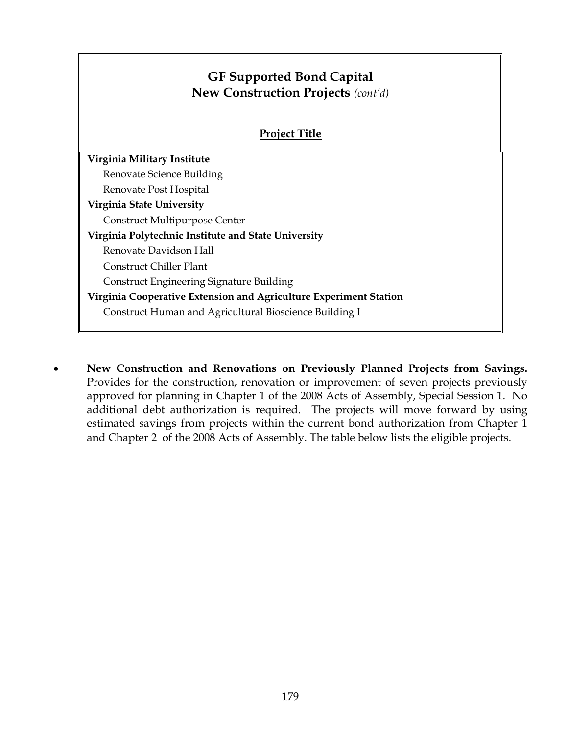| GF Supported Bond Capital<br>New Construction Projects *(cont'd)* |
| --- |
| **Project Title** |
| **Virginia Military Institute** |
| Renovate Science Building |
| Renovate Post Hospital |
| **Virginia State University** |
| Construct Multipurpose Center |
| **Virginia Polytechnic Institute and State University** |
| Renovate Davidson Hall |
| Construct Chiller Plant |
| Construct Engineering Signature Building |
| **Virginia Cooperative Extension and Agriculture Experiment Station** |
| Construct Human and Agricultural Bioscience Building I |

- **New Construction and Renovations on Previously Planned Projects from Savings.** Provides for the construction, renovation or improvement of seven projects previously approved for planning in Chapter 1 of the 2008 Acts of Assembly, Special Session 1. No additional debt authorization is required. The projects will move forward by using estimated savings from projects within the current bond authorization from Chapter 1 and Chapter 2 of the 2008 Acts of Assembly. The table below lists the eligible projects.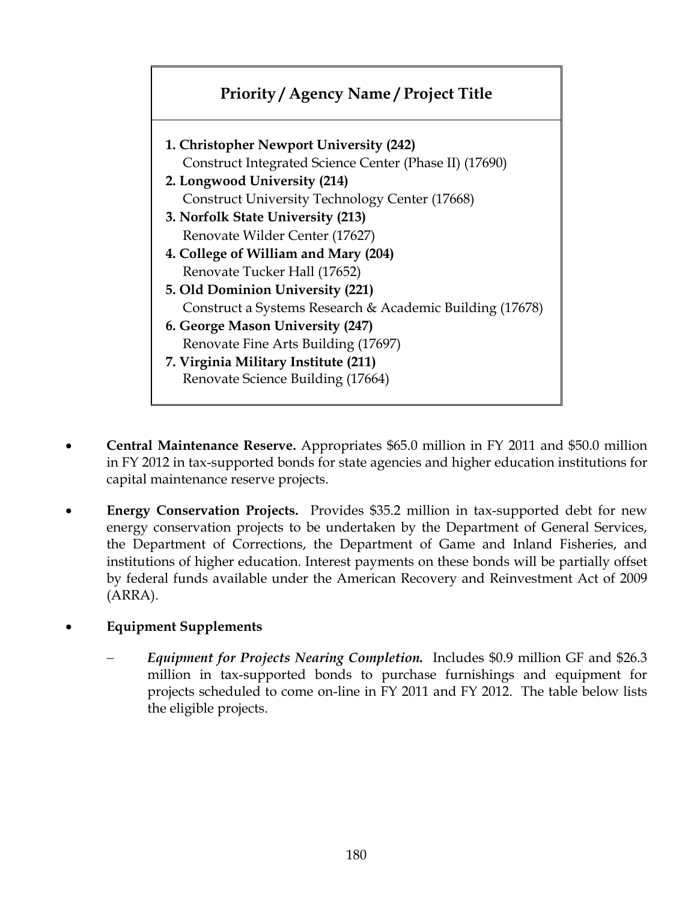| Priority / Agency Name / Project Title |
|---|
| **1. Christopher Newport University (242)**<br>Construct Integrated Science Center (Phase II) (17690) |
| **2. Longwood University (214)**<br>Construct University Technology Center (17668) |
| **3. Norfolk State University (213)**<br>Renovate Wilder Center (17627) |
| **4. College of William and Mary (204)**<br>Renovate Tucker Hall (17652) |
| **5. Old Dominion University (221)**<br>Construct a Systems Research & Academic Building (17678) |
| **6. George Mason University (247)**<br>Renovate Fine Arts Building (17697) |
| **7. Virginia Military Institute (211)**<br>Renovate Science Building (17664) |

- **Central Maintenance Reserve.** Appropriates $65.0 million in FY 2011 and $50.0 million in FY 2012 in tax-supported bonds for state agencies and higher education institutions for capital maintenance reserve projects.

- **Energy Conservation Projects.** Provides $35.2 million in tax-supported debt for new energy conservation projects to be undertaken by the Department of General Services, the Department of Corrections, the Department of Game and Inland Fisheries, and institutions of higher education. Interest payments on these bonds will be partially offset by federal funds available under the American Recovery and Reinvestment Act of 2009 (ARRA).

- **Equipment Supplements**

  – ***Equipment for Projects Nearing Completion.*** Includes $0.9 million GF and $26.3 million in tax-supported bonds to purchase furnishings and equipment for projects scheduled to come on-line in FY 2011 and FY 2012. The table below lists the eligible projects.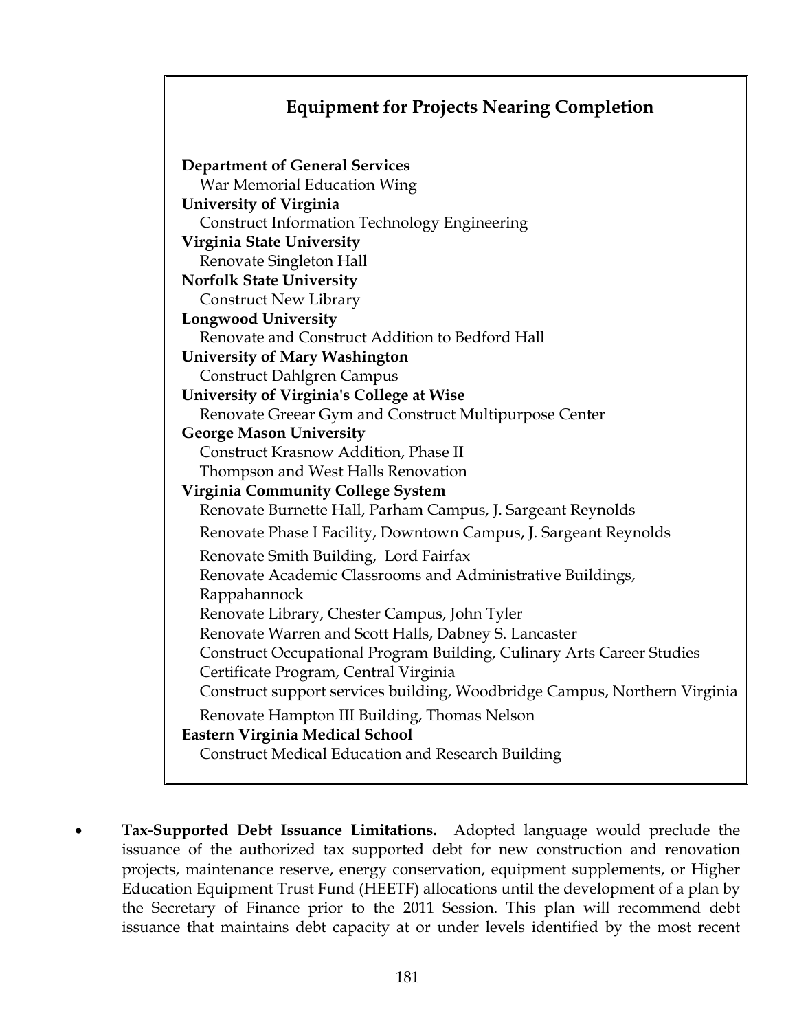## Equipment for Projects Nearing Completion

**Department of General Services**
- War Memorial Education Wing

**University of Virginia**
- Construct Information Technology Engineering

**Virginia State University**
- Renovate Singleton Hall

**Norfolk State University**
- Construct New Library

**Longwood University**
- Renovate and Construct Addition to Bedford Hall

**University of Mary Washington**
- Construct Dahlgren Campus

**University of Virginia's College at Wise**
- Renovate Greear Gym and Construct Multipurpose Center

**George Mason University**
- Construct Krasnow Addition, Phase II
- Thompson and West Halls Renovation

**Virginia Community College System**
- Renovate Burnette Hall, Parham Campus, J. Sargeant Reynolds
- Renovate Phase I Facility, Downtown Campus, J. Sargeant Reynolds
- Renovate Smith Building, Lord Fairfax
- Renovate Academic Classrooms and Administrative Buildings, Rappahannock
- Renovate Library, Chester Campus, John Tyler
- Renovate Warren and Scott Halls, Dabney S. Lancaster
- Construct Occupational Program Building, Culinary Arts Career Studies Certificate Program, Central Virginia
- Construct support services building, Woodbridge Campus, Northern Virginia
- Renovate Hampton III Building, Thomas Nelson

**Eastern Virginia Medical School**
- Construct Medical Education and Research Building

- **Tax-Supported Debt Issuance Limitations.** Adopted language would preclude the issuance of the authorized tax supported debt for new construction and renovation projects, maintenance reserve, energy conservation, equipment supplements, or Higher Education Equipment Trust Fund (HEETF) allocations until the development of a plan by the Secretary of Finance prior to the 2011 Session. This plan will recommend debt issuance that maintains debt capacity at or under levels identified by the most recent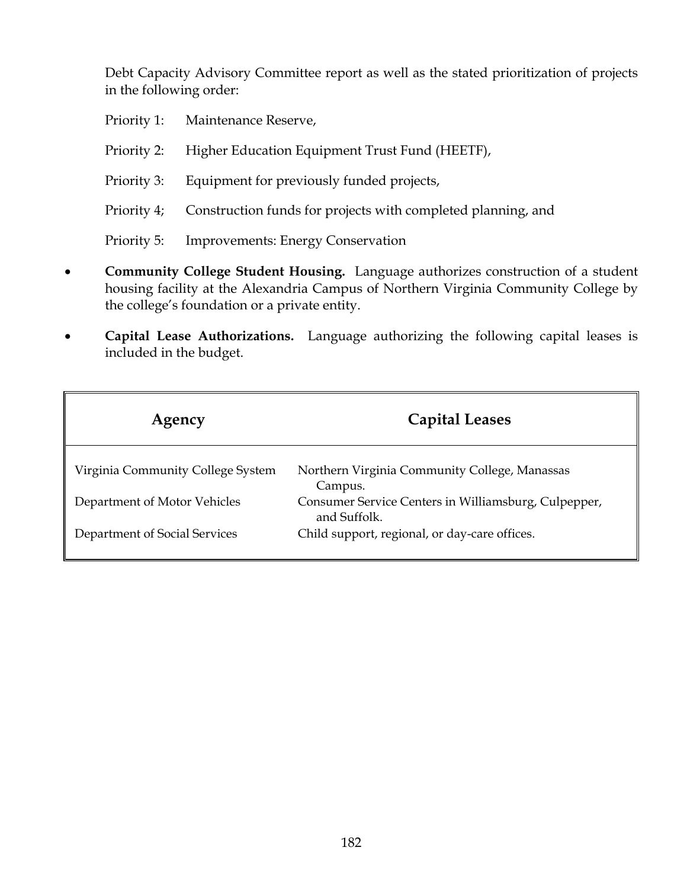Debt Capacity Advisory Committee report as well as the stated prioritization of projects in the following order:

Priority 1: Maintenance Reserve,

Priority 2: Higher Education Equipment Trust Fund (HEETF),

Priority 3: Equipment for previously funded projects,

Priority 4; Construction funds for projects with completed planning, and

Priority 5: Improvements: Energy Conservation

- **Community College Student Housing.** Language authorizes construction of a student housing facility at the Alexandria Campus of Northern Virginia Community College by the college's foundation or a private entity.
- **Capital Lease Authorizations.** Language authorizing the following capital leases is included in the budget.

| Agency | Capital Leases |
|---|---|
| Virginia Community College System | Northern Virginia Community College, Manassas Campus. |
| Department of Motor Vehicles | Consumer Service Centers in Williamsburg, Culpepper, and Suffolk. |
| Department of Social Services | Child support, regional, or day-care offices. |